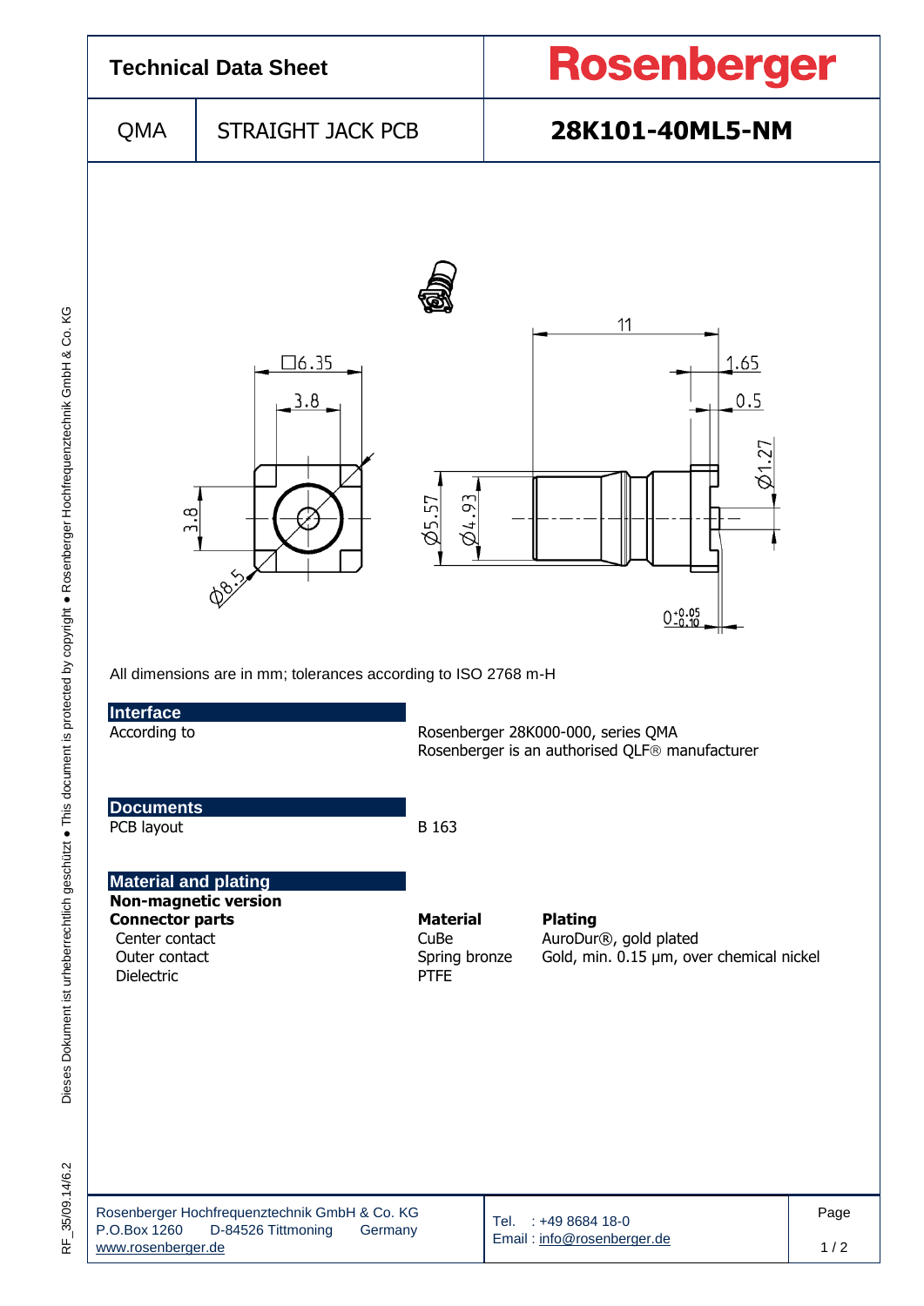# Technical Data Sheet

**Rosenberger**

| QMA | STRAIGHT JACK PCB | **28K101-40ML5-NM** |
|---|---|---|

All dimensions are in mm; tolerances according to ISO 2768 m-H

## Interface

| According to | Rosenberger 28K000-000, series QMA<br>Rosenberger is an authorised QLF® manufacturer |
|---|---|

## Documents

| PCB layout | B 163 |
|---|---|

## Material and plating

**Non-magnetic version**

| **Connector parts** | **Material** | **Plating** |
|---|---|---|
| Center contact | CuBe | AuroDur®, gold plated |
| Outer contact | Spring bronze | Gold, min. 0.15 µm, over chemical nickel |
| Dielectric | PTFE | |

Rosenberger Hochfrequenztechnik GmbH & Co. KG
P.O.Box 1260 D-84526 Tittmoning Germany
www.rosenberger.de

Tel. : +49 8684 18-0
Email : info@rosenberger.de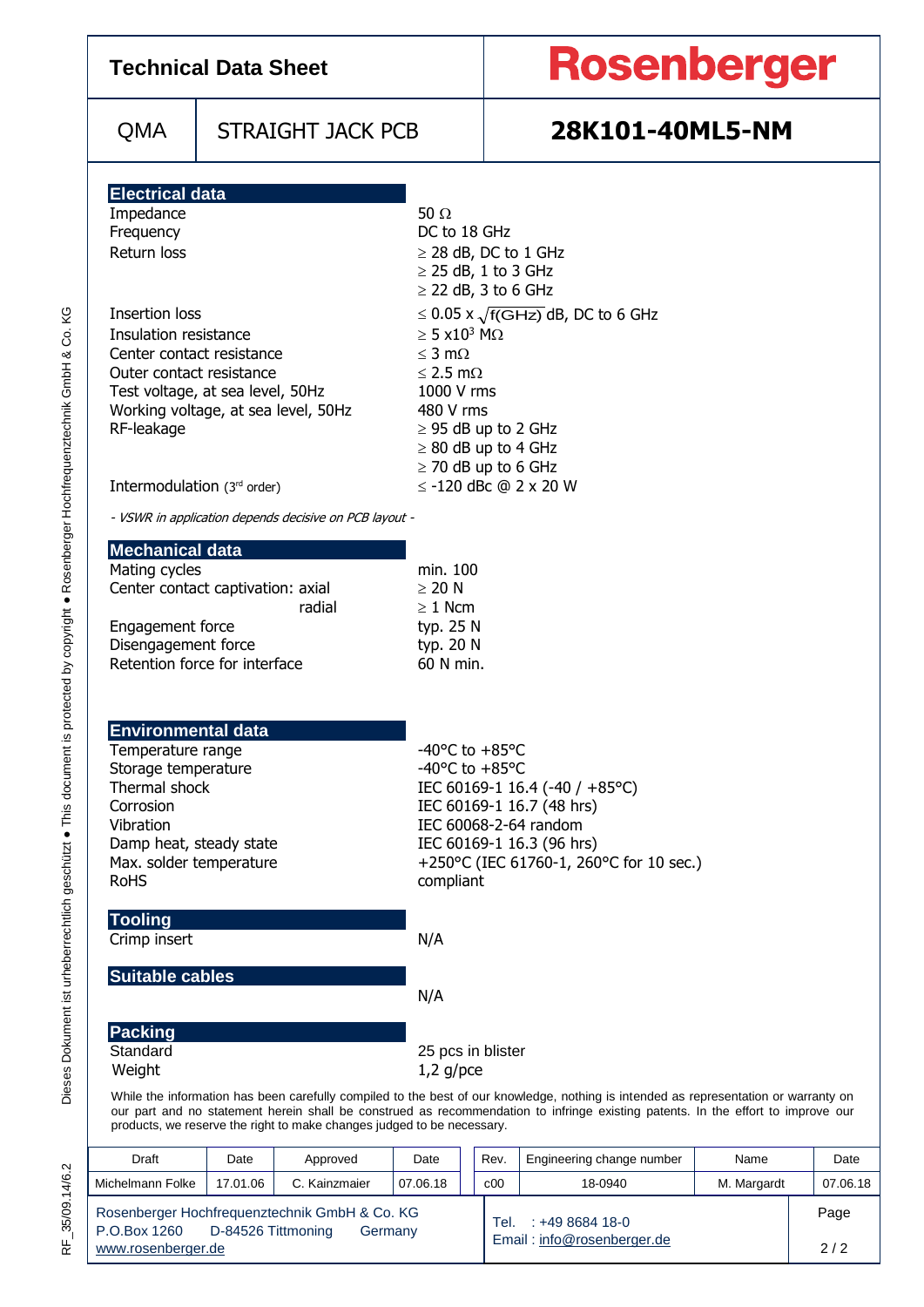# Technical Data Sheet

**Rosenberger**

| QMA | STRAIGHT JACK PCB | **28K101-40ML5-NM** |
|---|---|---|

## Electrical data

| | |
|---|---|
| Impedance | 50 Ω |
| Frequency | DC to 18 GHz |
| Return loss | ≥ 28 dB, DC to 1 GHz<br>≥ 25 dB, 1 to 3 GHz<br>≥ 22 dB, 3 to 6 GHz |
| Insertion loss | ≤ 0.05 x $\sqrt{f(GHz)}$ dB, DC to 6 GHz |
| Insulation resistance | ≥ 5 x$10^3$ MΩ |
| Center contact resistance | ≤ 3 mΩ |
| Outer contact resistance | ≤ 2.5 mΩ |
| Test voltage, at sea level, 50Hz | 1000 V rms |
| Working voltage, at sea level, 50Hz | 480 V rms |
| RF-leakage | ≥ 95 dB up to 2 GHz<br>≥ 80 dB up to 4 GHz<br>≥ 70 dB up to 6 GHz |
| Intermodulation (3rd order) | ≤ -120 dBc @ 2 x 20 W |

*- VSWR in application depends decisive on PCB layout -*

## Mechanical data

| | |
|---|---|
| Mating cycles | min. 100 |
| Center contact captivation: axial | ≥ 20 N |
| radial | ≥ 1 Ncm |
| Engagement force | typ. 25 N |
| Disengagement force | typ. 20 N |
| Retention force for interface | 60 N min. |

## Environmental data

| | |
|---|---|
| Temperature range | -40°C to +85°C |
| Storage temperature | -40°C to +85°C |
| Thermal shock | IEC 60169-1 16.4 (-40 / +85°C) |
| Corrosion | IEC 60169-1 16.7 (48 hrs) |
| Vibration | IEC 60068-2-64 random |
| Damp heat, steady state | IEC 60169-1 16.3 (96 hrs) |
| Max. solder temperature | +250°C (IEC 61760-1, 260°C for 10 sec.) |
| RoHS | compliant |

## Tooling

| | |
|---|---|
| Crimp insert | N/A |

## Suitable cables

N/A

## Packing

| | |
|---|---|
| Standard | 25 pcs in blister |
| Weight | 1,2 g/pce |

While the information has been carefully compiled to the best of our knowledge, nothing is intended as representation or warranty on our part and no statement herein shall be construed as recommendation to infringe existing patents. In the effort to improve our products, we reserve the right to make changes judged to be necessary.

| Draft | Date | Approved | Date | Rev. | Engineering change number | Name | Date |
|---|---|---|---|---|---|---|---|
| Michelmann Folke | 17.01.06 | C. Kainzmaier | 07.06.18 | c00 | 18-0940 | M. Margardt | 07.06.18 |

Rosenberger Hochfrequenztechnik GmbH & Co. KG
P.O.Box 1260 D-84526 Tittmoning Germany
www.rosenberger.de

Tel. : +49 8684 18-0
Email : info@rosenberger.de

RF_35/09.14/6.2

Dieses Dokument ist urheberrechtlich geschützt ● This document is protected by copyright ● Rosenberger Hochfrequenztechnik GmbH & Co. KG